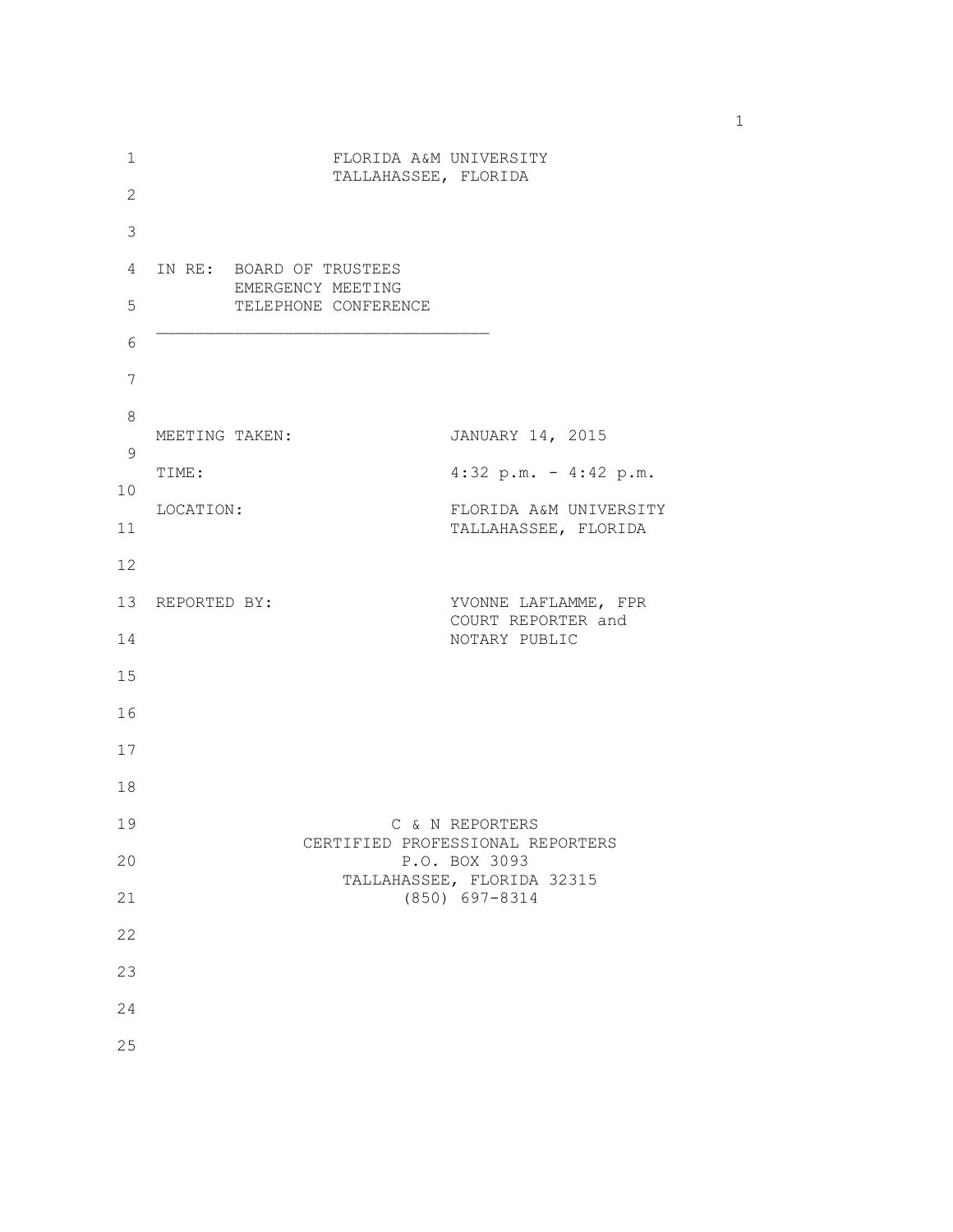FLORIDA A&M UNIVERSITY
TALLAHASSEE, FLORIDA

IN RE: BOARD OF TRUSTEES
EMERGENCY MEETING
TELEPHONE CONFERENCE

---

MEETING TAKEN: JANUARY 14, 2015

TIME: 4:32 p.m. - 4:42 p.m.

LOCATION: FLORIDA A&M UNIVERSITY
TALLAHASSEE, FLORIDA

REPORTED BY: YVONNE LAFLAMME, FPR
COURT REPORTER and
NOTARY PUBLIC

C & N REPORTERS
CERTIFIED PROFESSIONAL REPORTERS
P.O. BOX 3093
TALLAHASSEE, FLORIDA 32315
(850) 697-8314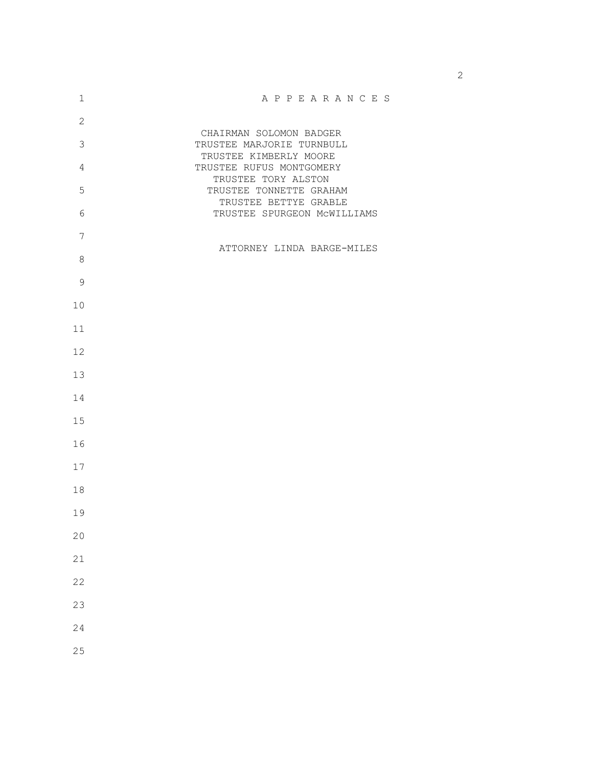# A P P E A R A N C E S

CHAIRMAN SOLOMON BADGER
TRUSTEE MARJORIE TURNBULL
TRUSTEE KIMBERLY MOORE
TRUSTEE RUFUS MONTGOMERY
TRUSTEE TORY ALSTON
TRUSTEE TONNETTE GRAHAM
TRUSTEE BETTYE GRABLE
TRUSTEE SPURGEON McWILLIAMS

ATTORNEY LINDA BARGE-MILES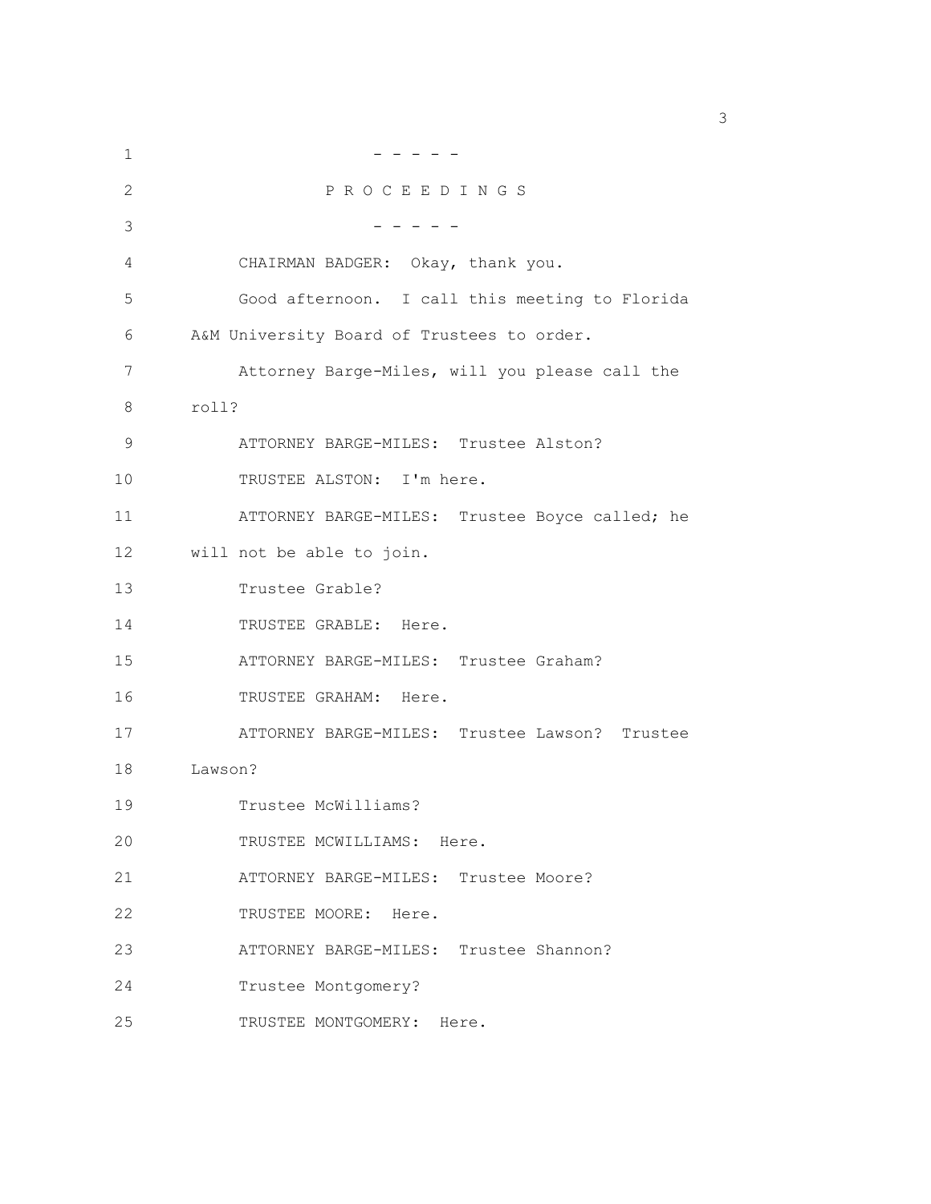\- - - - -

P R O C E E D I N G S

\- - - - -

CHAIRMAN BADGER: Okay, thank you.

Good afternoon. I call this meeting to Florida A&M University Board of Trustees to order.

Attorney Barge-Miles, will you please call the roll?

ATTORNEY BARGE-MILES: Trustee Alston?

TRUSTEE ALSTON: I'm here.

ATTORNEY BARGE-MILES: Trustee Boyce called; he will not be able to join.

Trustee Grable?

TRUSTEE GRABLE: Here.

ATTORNEY BARGE-MILES: Trustee Graham?

TRUSTEE GRAHAM: Here.

ATTORNEY BARGE-MILES: Trustee Lawson? Trustee Lawson?

Trustee McWilliams?

TRUSTEE MCWILLIAMS: Here.

ATTORNEY BARGE-MILES: Trustee Moore?

TRUSTEE MOORE: Here.

ATTORNEY BARGE-MILES: Trustee Shannon?

Trustee Montgomery?

TRUSTEE MONTGOMERY: Here.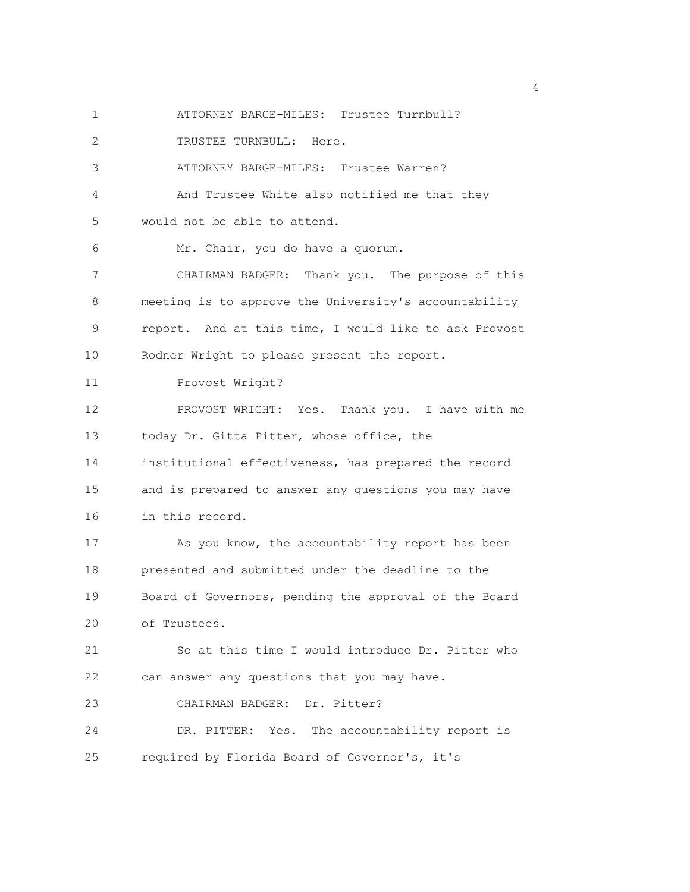ATTORNEY BARGE-MILES: Trustee Turnbull?

TRUSTEE TURNBULL: Here.

ATTORNEY BARGE-MILES: Trustee Warren?

And Trustee White also notified me that they would not be able to attend.

Mr. Chair, you do have a quorum.

CHAIRMAN BADGER: Thank you. The purpose of this meeting is to approve the University's accountability report. And at this time, I would like to ask Provost Rodner Wright to please present the report.

Provost Wright?

PROVOST WRIGHT: Yes. Thank you. I have with me today Dr. Gitta Pitter, whose office, the institutional effectiveness, has prepared the record and is prepared to answer any questions you may have in this record.

As you know, the accountability report has been presented and submitted under the deadline to the Board of Governors, pending the approval of the Board of Trustees.

So at this time I would introduce Dr. Pitter who can answer any questions that you may have.

CHAIRMAN BADGER: Dr. Pitter?

DR. PITTER: Yes. The accountability report is required by Florida Board of Governor's, it's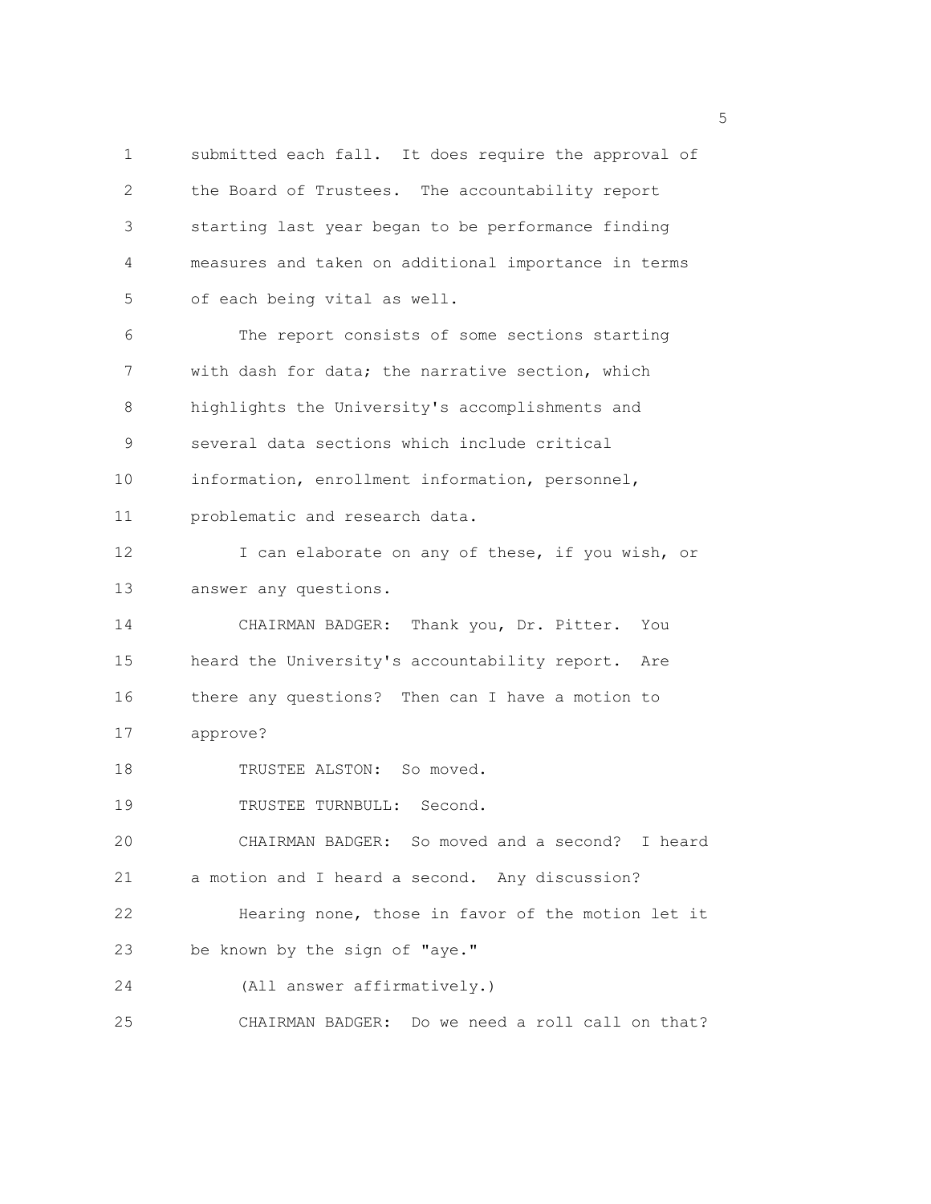submitted each fall. It does require the approval of the Board of Trustees. The accountability report starting last year began to be performance finding measures and taken on additional importance in terms of each being vital as well.

The report consists of some sections starting with dash for data; the narrative section, which highlights the University's accomplishments and several data sections which include critical information, enrollment information, personnel, problematic and research data.

I can elaborate on any of these, if you wish, or answer any questions.

CHAIRMAN BADGER: Thank you, Dr. Pitter. You heard the University's accountability report. Are there any questions? Then can I have a motion to approve?

TRUSTEE ALSTON: So moved.

TRUSTEE TURNBULL: Second.

CHAIRMAN BADGER: So moved and a second? I heard a motion and I heard a second. Any discussion?

Hearing none, those in favor of the motion let it be known by the sign of "aye."

(All answer affirmatively.)

CHAIRMAN BADGER: Do we need a roll call on that?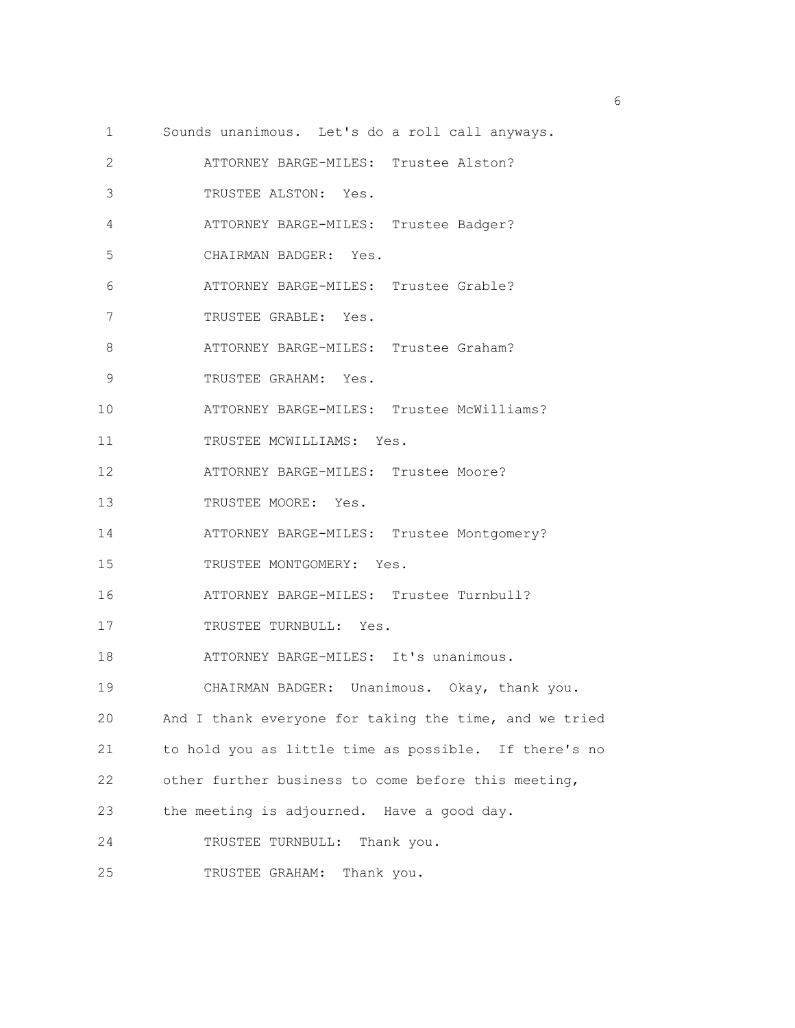Sounds unanimous. Let's do a roll call anyways.

ATTORNEY BARGE-MILES: Trustee Alston?

TRUSTEE ALSTON: Yes.

ATTORNEY BARGE-MILES: Trustee Badger?

CHAIRMAN BADGER: Yes.

ATTORNEY BARGE-MILES: Trustee Grable?

TRUSTEE GRABLE: Yes.

ATTORNEY BARGE-MILES: Trustee Graham?

TRUSTEE GRAHAM: Yes.

ATTORNEY BARGE-MILES: Trustee McWilliams?

TRUSTEE MCWILLIAMS: Yes.

ATTORNEY BARGE-MILES: Trustee Moore?

TRUSTEE MOORE: Yes.

ATTORNEY BARGE-MILES: Trustee Montgomery?

TRUSTEE MONTGOMERY: Yes.

ATTORNEY BARGE-MILES: Trustee Turnbull?

TRUSTEE TURNBULL: Yes.

ATTORNEY BARGE-MILES: It's unanimous.

CHAIRMAN BADGER: Unanimous. Okay, thank you. And I thank everyone for taking the time, and we tried to hold you as little time as possible. If there's no other further business to come before this meeting, the meeting is adjourned. Have a good day.

TRUSTEE TURNBULL: Thank you.

TRUSTEE GRAHAM: Thank you.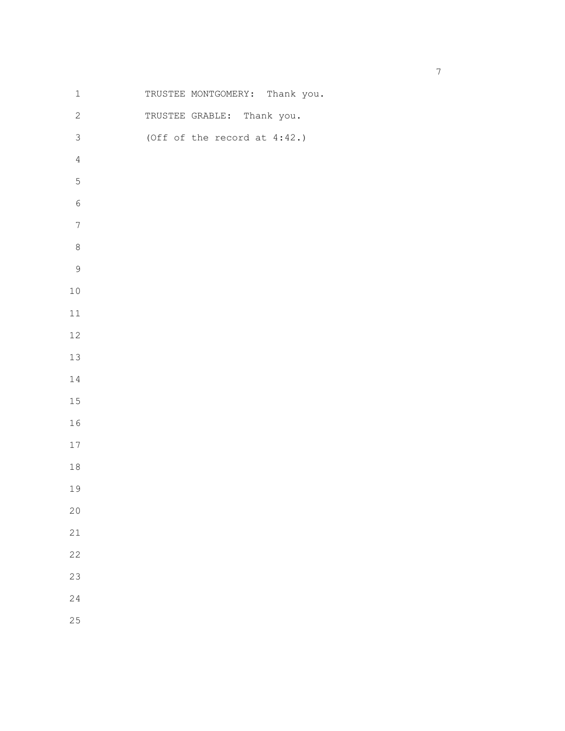TRUSTEE MONTGOMERY: Thank you.

TRUSTEE GRABLE: Thank you.

(Off of the record at 4:42.)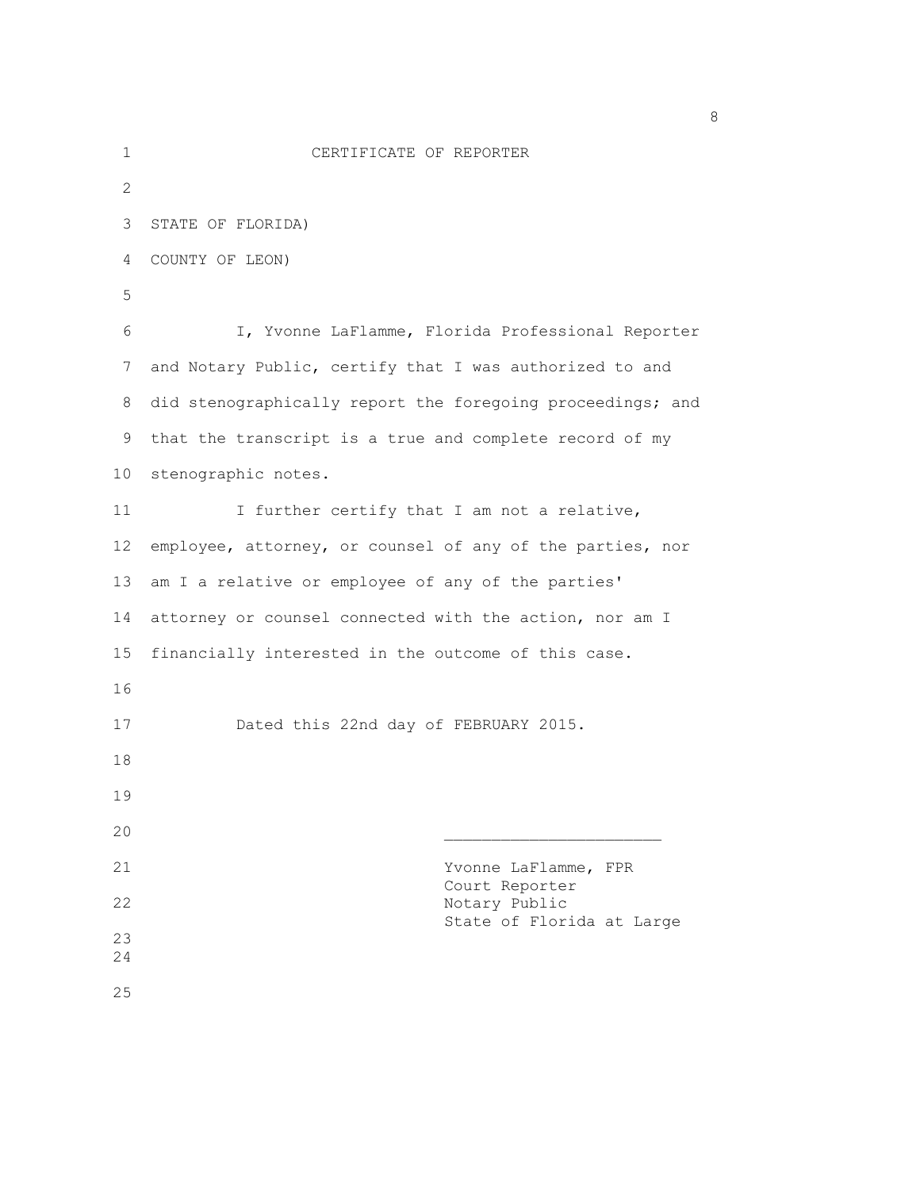# CERTIFICATE OF REPORTER

STATE OF FLORIDA)

COUNTY OF LEON)

I, Yvonne LaFlamme, Florida Professional Reporter and Notary Public, certify that I was authorized to and did stenographically report the foregoing proceedings; and that the transcript is a true and complete record of my stenographic notes.

I further certify that I am not a relative, employee, attorney, or counsel of any of the parties, nor am I a relative or employee of any of the parties' attorney or counsel connected with the action, nor am I financially interested in the outcome of this case.

Dated this 22nd day of FEBRUARY 2015.

______________________

Yvonne LaFlamme, FPR
Court Reporter
Notary Public
State of Florida at Large